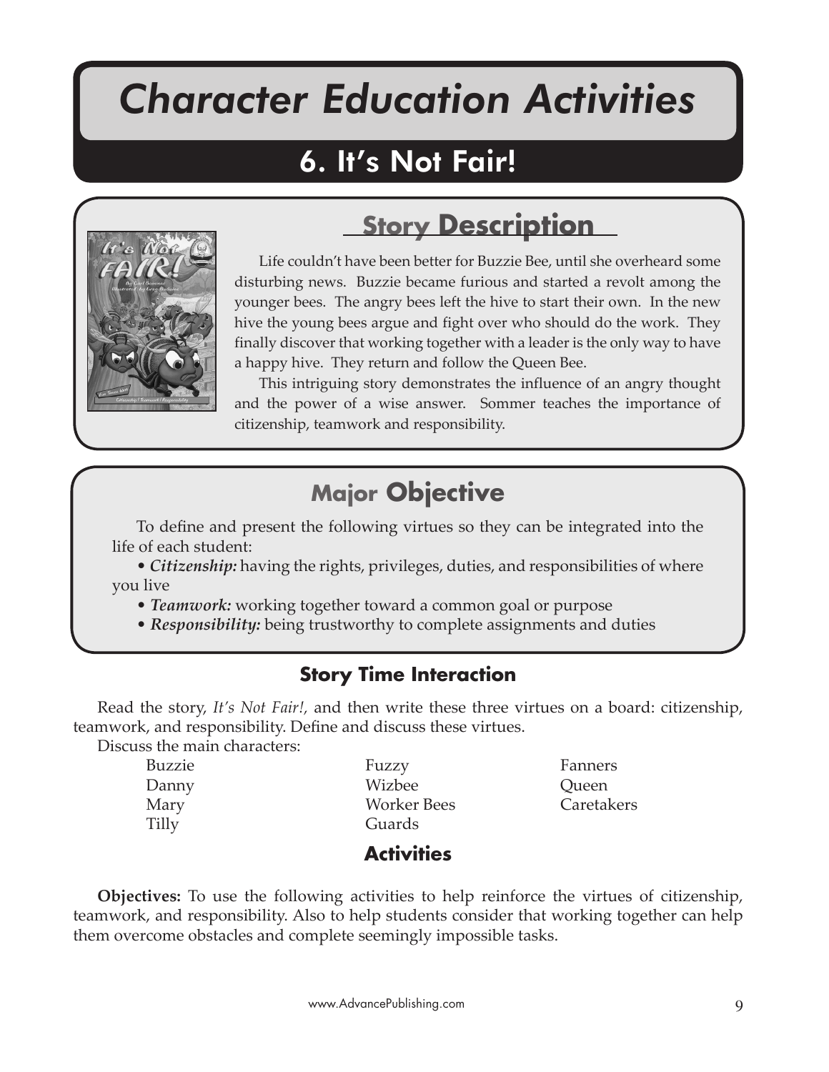# Character Education Activities

## 6. It's Not Fair!

### Story Description

Life couldn't have been better for Buzzie Bee, until she overheard some disturbing news. Buzzie became furious and started a revolt among the younger bees. The angry bees left the hive to start their own. In the new hive the young bees argue and fight over who should do the work. They finally discover that working together with a leader is the only way to have a happy hive. They return and follow the Queen Bee.

This intriguing story demonstrates the influence of an angry thought and the power of a wise answer. Sommer teaches the importance of citizenship, teamwork and responsibility.

### Major Objective

To define and present the following virtues so they can be integrated into the life of each student:

- ***Citizenship:*** having the rights, privileges, duties, and responsibilities of where you live
- ***Teamwork:*** working together toward a common goal or purpose
- ***Responsibility:*** being trustworthy to complete assignments and duties

### Story Time Interaction

Read the story, *It's Not Fair!*, and then write these three virtues on a board: citizenship, teamwork, and responsibility. Define and discuss these virtues.

Discuss the main characters:

| | | |
|---|---|---|
| Buzzie | Fuzzy | Fanners |
| Danny | Wizbee | Queen |
| Mary | Worker Bees | Caretakers |
| Tilly | Guards | |

### Activities

**Objectives:** To use the following activities to help reinforce the virtues of citizenship, teamwork, and responsibility. Also to help students consider that working together can help them overcome obstacles and complete seemingly impossible tasks.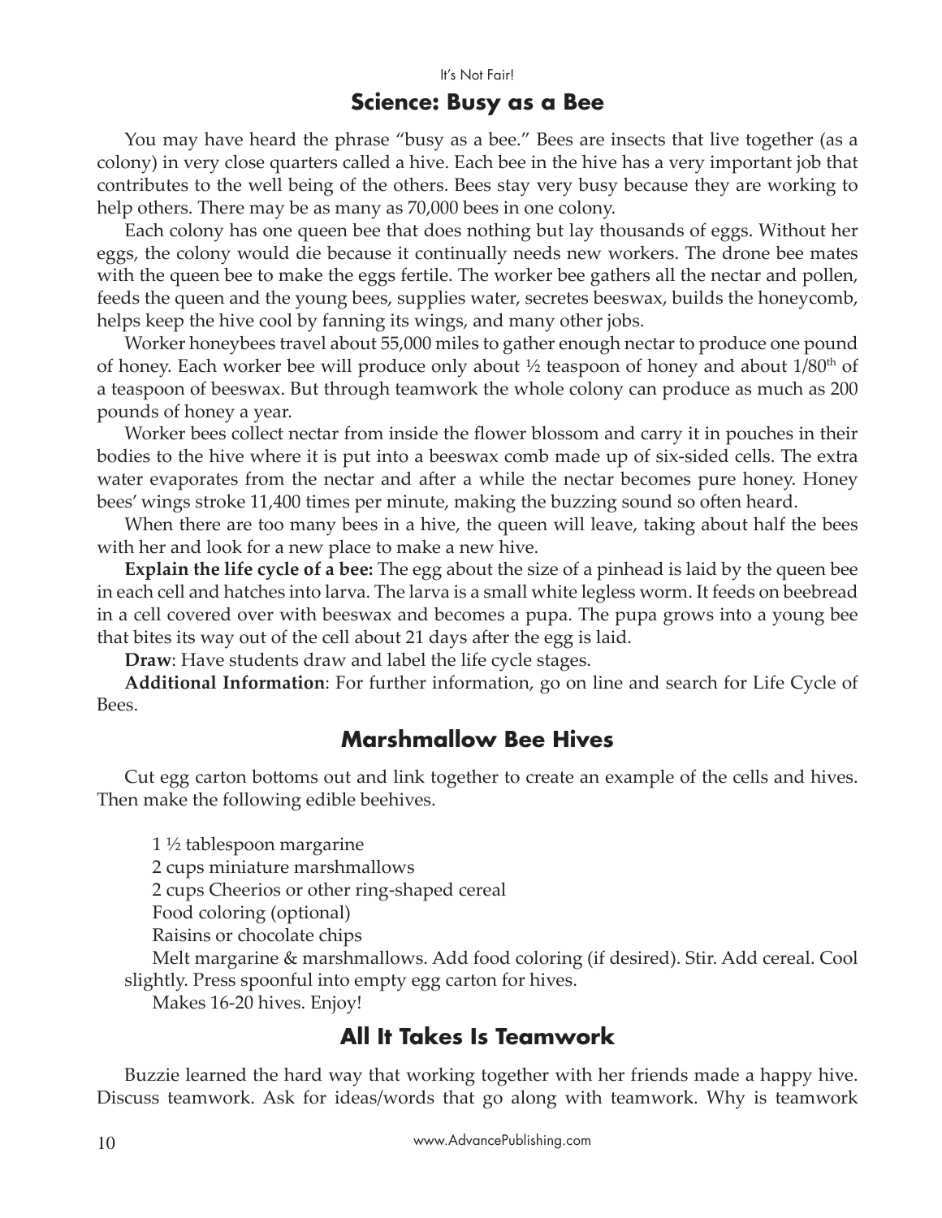## Science: Busy as a Bee

You may have heard the phrase "busy as a bee." Bees are insects that live together (as a colony) in very close quarters called a hive. Each bee in the hive has a very important job that contributes to the well being of the others. Bees stay very busy because they are working to help others. There may be as many as 70,000 bees in one colony.

Each colony has one queen bee that does nothing but lay thousands of eggs. Without her eggs, the colony would die because it continually needs new workers. The drone bee mates with the queen bee to make the eggs fertile. The worker bee gathers all the nectar and pollen, feeds the queen and the young bees, supplies water, secretes beeswax, builds the honeycomb, helps keep the hive cool by fanning its wings, and many other jobs.

Worker honeybees travel about 55,000 miles to gather enough nectar to produce one pound of honey. Each worker bee will produce only about ½ teaspoon of honey and about 1/80th of a teaspoon of beeswax. But through teamwork the whole colony can produce as much as 200 pounds of honey a year.

Worker bees collect nectar from inside the flower blossom and carry it in pouches in their bodies to the hive where it is put into a beeswax comb made up of six-sided cells. The extra water evaporates from the nectar and after a while the nectar becomes pure honey. Honey bees' wings stroke 11,400 times per minute, making the buzzing sound so often heard.

When there are too many bees in a hive, the queen will leave, taking about half the bees with her and look for a new place to make a new hive.

**Explain the life cycle of a bee:** The egg about the size of a pinhead is laid by the queen bee in each cell and hatches into larva. The larva is a small white legless worm. It feeds on beebread in a cell covered over with beeswax and becomes a pupa. The pupa grows into a young bee that bites its way out of the cell about 21 days after the egg is laid.

**Draw**: Have students draw and label the life cycle stages.

**Additional Information**: For further information, go on line and search for Life Cycle of Bees.

## Marshmallow Bee Hives

Cut egg carton bottoms out and link together to create an example of the cells and hives. Then make the following edible beehives.

1 ½ tablespoon margarine
2 cups miniature marshmallows
2 cups Cheerios or other ring-shaped cereal
Food coloring (optional)
Raisins or chocolate chips

Melt margarine & marshmallows. Add food coloring (if desired). Stir. Add cereal. Cool slightly. Press spoonful into empty egg carton for hives.

Makes 16-20 hives. Enjoy!

## All It Takes Is Teamwork

Buzzie learned the hard way that working together with her friends made a happy hive. Discuss teamwork. Ask for ideas/words that go along with teamwork. Why is teamwork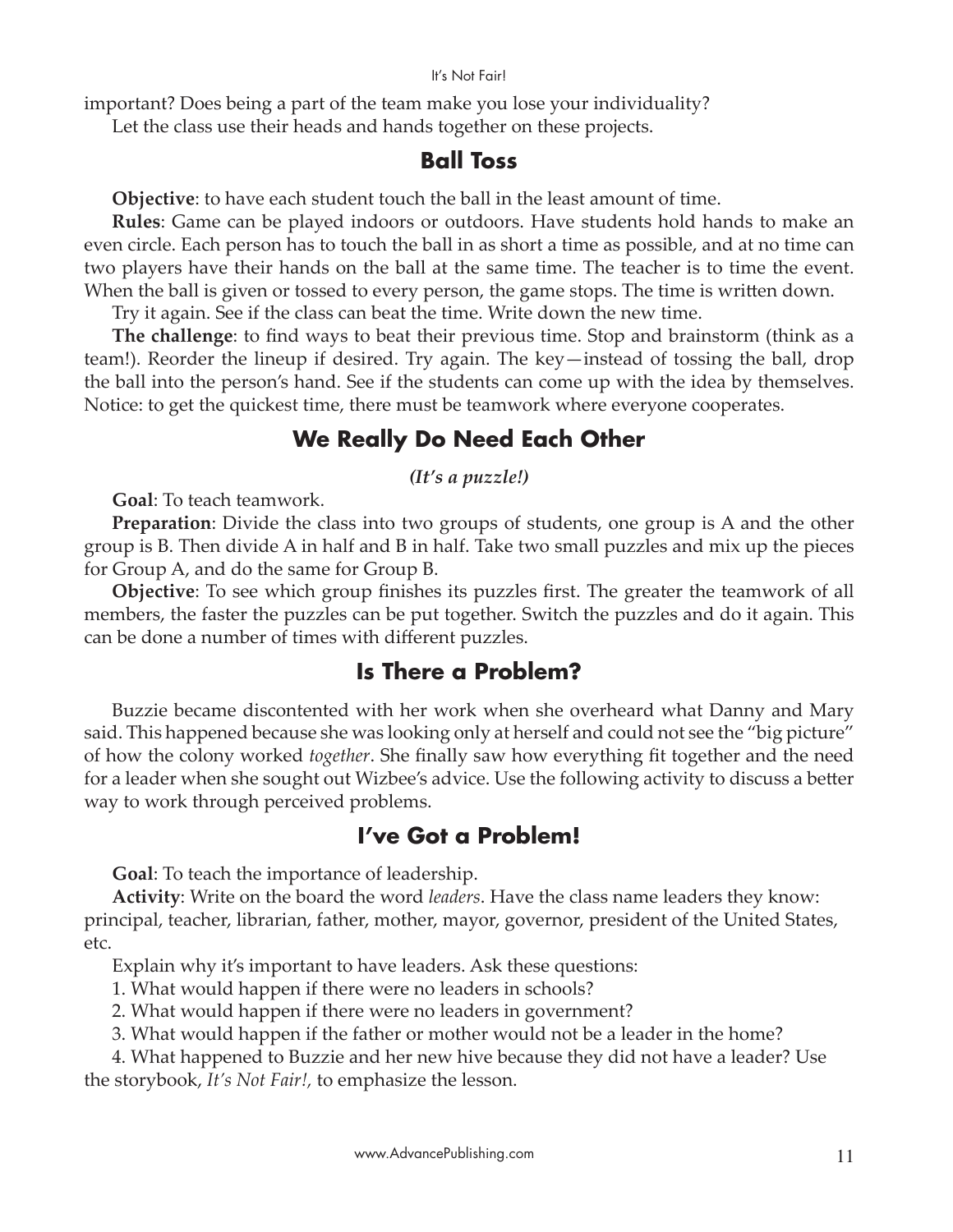important? Does being a part of the team make you lose your individuality?

Let the class use their heads and hands together on these projects.

## Ball Toss

**Objective**: to have each student touch the ball in the least amount of time.

**Rules**: Game can be played indoors or outdoors. Have students hold hands to make an even circle. Each person has to touch the ball in as short a time as possible, and at no time can two players have their hands on the ball at the same time. The teacher is to time the event. When the ball is given or tossed to every person, the game stops. The time is written down.

Try it again. See if the class can beat the time. Write down the new time.

**The challenge**: to find ways to beat their previous time. Stop and brainstorm (think as a team!). Reorder the lineup if desired. Try again. The key—instead of tossing the ball, drop the ball into the person's hand. See if the students can come up with the idea by themselves. Notice: to get the quickest time, there must be teamwork where everyone cooperates.

## We Really Do Need Each Other

***(It's a puzzle!)***

**Goal**: To teach teamwork.

**Preparation**: Divide the class into two groups of students, one group is A and the other group is B. Then divide A in half and B in half. Take two small puzzles and mix up the pieces for Group A, and do the same for Group B.

**Objective**: To see which group finishes its puzzles first. The greater the teamwork of all members, the faster the puzzles can be put together. Switch the puzzles and do it again. This can be done a number of times with different puzzles.

## Is There a Problem?

Buzzie became discontented with her work when she overheard what Danny and Mary said. This happened because she was looking only at herself and could not see the "big picture" of how the colony worked *together*. She finally saw how everything fit together and the need for a leader when she sought out Wizbee's advice. Use the following activity to discuss a better way to work through perceived problems.

## I've Got a Problem!

**Goal**: To teach the importance of leadership.

**Activity**: Write on the board the word *leaders*. Have the class name leaders they know: principal, teacher, librarian, father, mother, mayor, governor, president of the United States, etc.

Explain why it's important to have leaders. Ask these questions:

1. What would happen if there were no leaders in schools?
2. What would happen if there were no leaders in government?
3. What would happen if the father or mother would not be a leader in the home?
4. What happened to Buzzie and her new hive because they did not have a leader? Use the storybook, *It's Not Fair!*, to emphasize the lesson.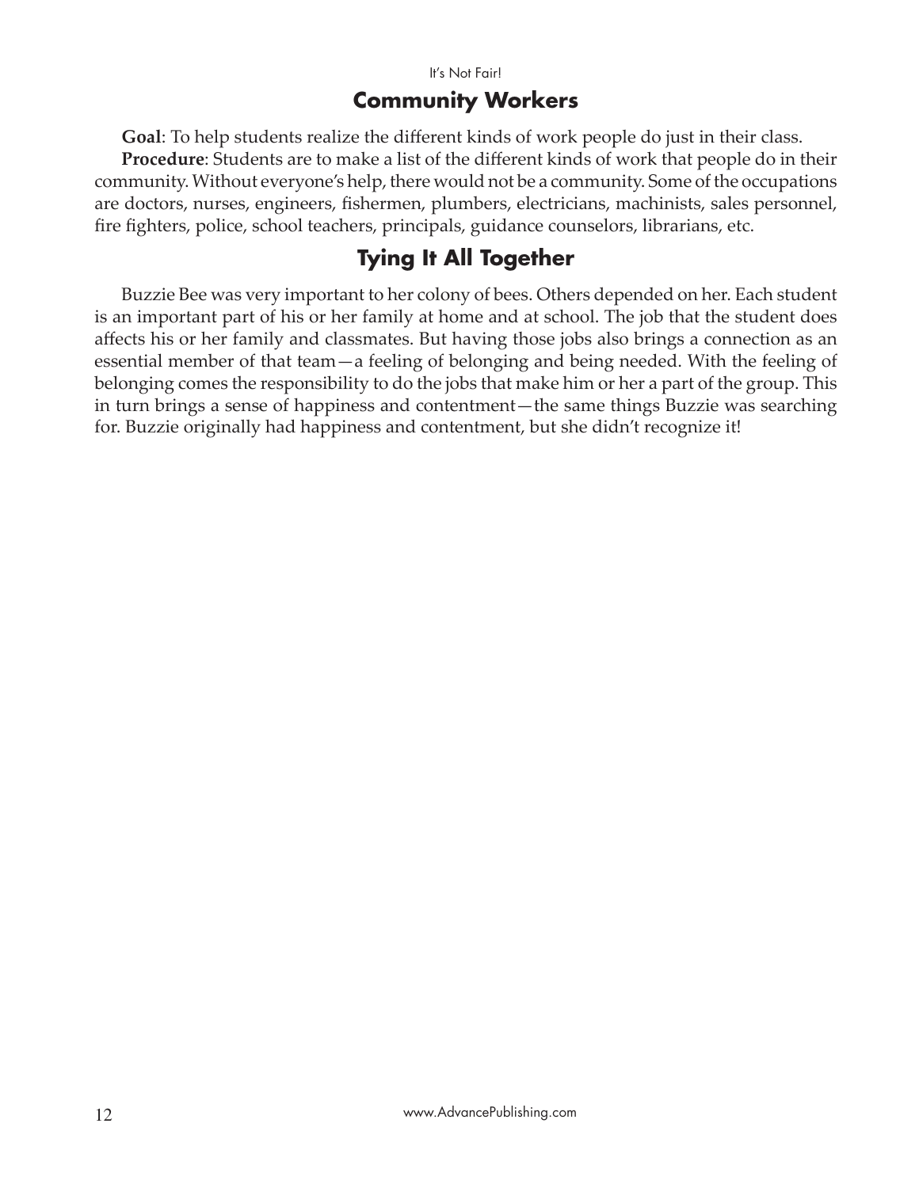## Community Workers

**Goal**: To help students realize the different kinds of work people do just in their class.

**Procedure**: Students are to make a list of the different kinds of work that people do in their community. Without everyone's help, there would not be a community. Some of the occupations are doctors, nurses, engineers, fishermen, plumbers, electricians, machinists, sales personnel, fire fighters, police, school teachers, principals, guidance counselors, librarians, etc.

## Tying It All Together

Buzzie Bee was very important to her colony of bees. Others depended on her. Each student is an important part of his or her family at home and at school. The job that the student does affects his or her family and classmates. But having those jobs also brings a connection as an essential member of that team—a feeling of belonging and being needed. With the feeling of belonging comes the responsibility to do the jobs that make him or her a part of the group. This in turn brings a sense of happiness and contentment—the same things Buzzie was searching for. Buzzie originally had happiness and contentment, but she didn't recognize it!